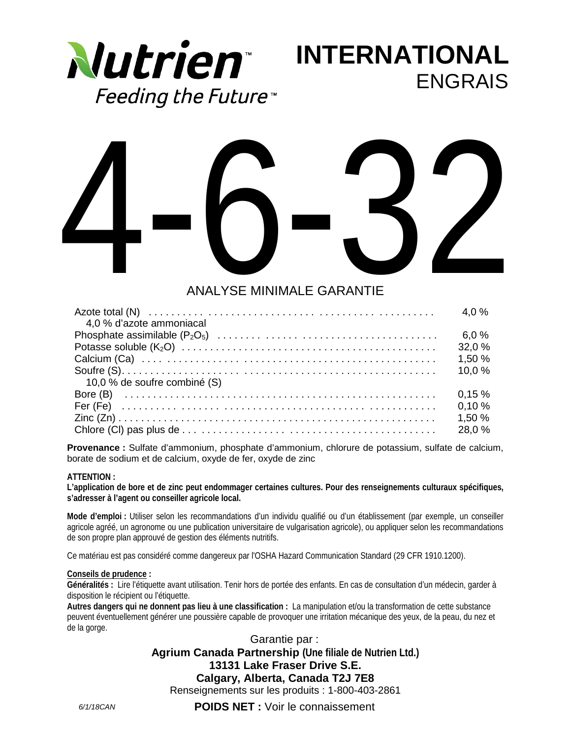Nutrien™

Feeding the Future™

# INTERNATIONAL
ENGRAIS

# 4-6-32

## ANALYSE MINIMALE GARANTIE

| | |
|---|---|
| Azote total (N) | 4,0 % |
| 4,0 % d'azote ammoniacal | |
| Phosphate assimilable ($P_2O_5$) | 6,0 % |
| Potasse soluble ($K_2O$) | 32,0 % |
| Calcium (Ca) | 1,50 % |
| Soufre (S) | 10,0 % |
| 10,0 % de soufre combiné (S) | |
| Bore (B) | 0,15 % |
| Fer (Fe) | 0,10 % |
| Zinc (Zn) | 1,50 % |
| Chlore (Cl) pas plus de | 28,0 % |

**Provenance :** Sulfate d'ammonium, phosphate d'ammonium, chlorure de potassium, sulfate de calcium, borate de sodium et de calcium, oxyde de fer, oxyde de zinc

**ATTENTION :**
**L'application de bore et de zinc peut endommager certaines cultures. Pour des renseignements culturaux spécifiques, s'adresser à l'agent ou conseiller agricole local.**

**Mode d'emploi :** Utiliser selon les recommandations d'un individu qualifié ou d'un établissement (par exemple, un conseiller agricole agréé, un agronome ou une publication universitaire de vulgarisation agricole), ou appliquer selon les recommandations de son propre plan approuvé de gestion des éléments nutritifs.

Ce matériau est pas considéré comme dangereux par l'OSHA Hazard Communication Standard (29 CFR 1910.1200).

**Conseils de prudence :**
**Généralités :** Lire l'étiquette avant utilisation. Tenir hors de portée des enfants. En cas de consultation d'un médecin, garder à disposition le récipient ou l'étiquette.
**Autres dangers qui ne donnent pas lieu à une classification :** La manipulation et/ou la transformation de cette substance peuvent éventuellement générer une poussière capable de provoquer une irritation mécanique des yeux, de la peau, du nez et de la gorge.

Garantie par :
**Agrium Canada Partnership (Une filiale de Nutrien Ltd.)**
**13131 Lake Fraser Drive S.E.**
**Calgary, Alberta, Canada T2J 7E8**
Renseignements sur les produits : 1-800-403-2861

*6/1/18CAN*

**POIDS NET :** Voir le connaissement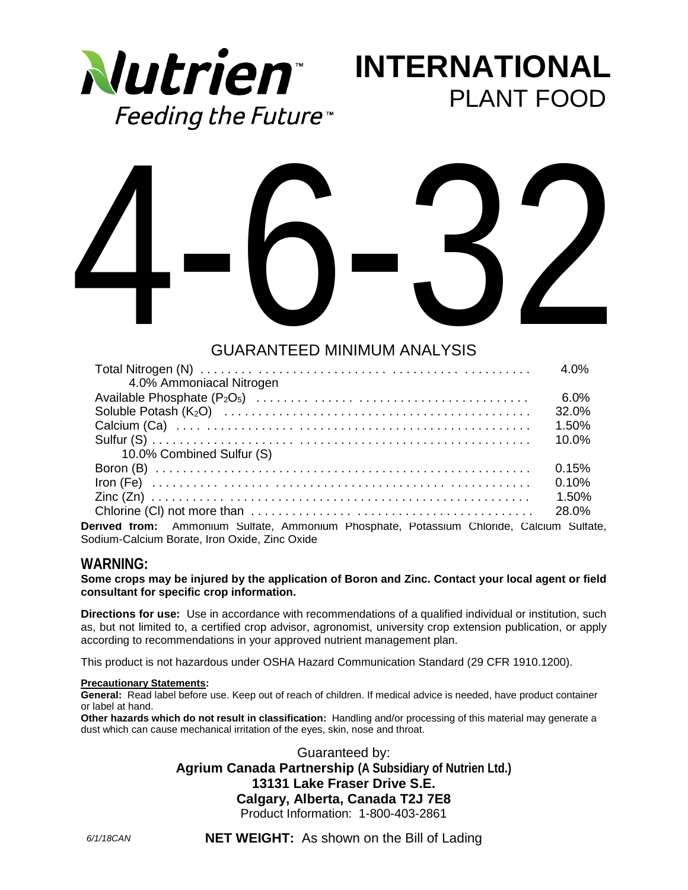Nutrien™

Feeding the Future™

# INTERNATIONAL PLANT FOOD

# 4-6-32

## GUARANTEED MINIMUM ANALYSIS

| | |
|---|---|
| Total Nitrogen (N) | 4.0% |
| 4.0% Ammoniacal Nitrogen | |
| Available Phosphate ($P_2O_5$) | 6.0% |
| Soluble Potash ($K_2O$) | 32.0% |
| Calcium (Ca) | 1.50% |
| Sulfur (S) | 10.0% |
| 10.0% Combined Sulfur (S) | |
| Boron (B) | 0.15% |
| Iron (Fe) | 0.10% |
| Zinc (Zn) | 1.50% |
| Chlorine (Cl) not more than | 28.0% |

**Derived from:** Ammonium Sulfate, Ammonium Phosphate, Potassium Chloride, Calcium Sulfate, Sodium-Calcium Borate, Iron Oxide, Zinc Oxide

## WARNING:

**Some crops may be injured by the application of Boron and Zinc. Contact your local agent or field consultant for specific crop information.**

**Directions for use:** Use in accordance with recommendations of a qualified individual or institution, such as, but not limited to, a certified crop advisor, agronomist, university crop extension publication, or apply according to recommendations in your approved nutrient management plan.

This product is not hazardous under OSHA Hazard Communication Standard (29 CFR 1910.1200).

**Precautionary Statements:**

**General:** Read label before use. Keep out of reach of children. If medical advice is needed, have product container or label at hand.

**Other hazards which do not result in classification:** Handling and/or processing of this material may generate a dust which can cause mechanical irritation of the eyes, skin, nose and throat.

Guaranteed by:
**Agrium Canada Partnership (A Subsidiary of Nutrien Ltd.)**
**13131 Lake Fraser Drive S.E.**
**Calgary, Alberta, Canada T2J 7E8**
Product Information: 1-800-403-2861

*6/1/18CAN*

**NET WEIGHT:** As shown on the Bill of Lading